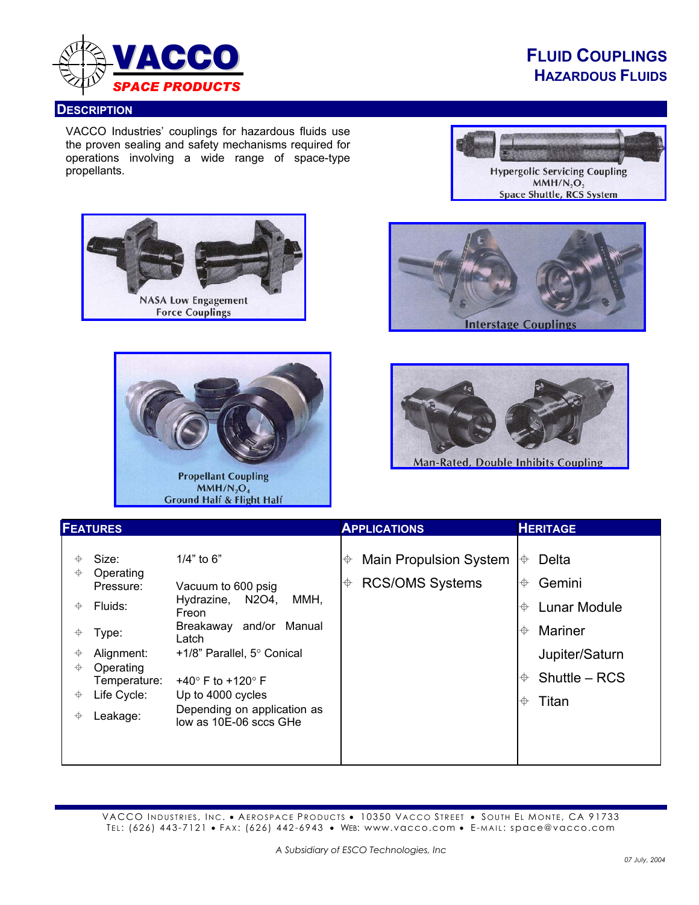# VACCO SPACE PRODUCTS

# FLUID COUPLINGS
## HAZARDOUS FLUIDS

## DESCRIPTION

VACCO Industries' couplings for hazardous fluids use the proven sealing and safety mechanisms required for operations involving a wide range of space-type propellants.

Hypergolic Servicing Coupling
$MMH/N_2O_4$
Space Shuttle, RCS System

NASA Low Engagement Force Couplings

Interstage Couplings

Propellant Coupling
$MMH/N_2O_4$
Ground Half & Flight Half

Man-Rated, Double Inhibits Coupling

| FEATURES | | APPLICATIONS | HERITAGE |
|---|---|---|---|
| Size: | 1/4" to 6" | Main Propulsion System | Delta |
| Operating Pressure: | Vacuum to 600 psig | RCS/OMS Systems | Gemini |
| Fluids: | Hydrazine, N2O4, MMH, Freon | | Lunar Module |
| Type: | Breakaway and/or Manual Latch | | Mariner Jupiter/Saturn |
| Alignment: | +1/8" Parallel, 5° Conical | | Shuttle – RCS |
| Operating Temperature: | +40° F to +120° F | | Titan |
| Life Cycle: | Up to 4000 cycles | | |
| Leakage: | Depending on application as low as 10E-06 sccs GHe | | |

VACCO INDUSTRIES, INC. • AEROSPACE PRODUCTS • 10350 VACCO STREET • SOUTH EL MONTE, CA 91733
TEL: (626) 443-7121 • FAX: (626) 442-6943 • WEB: www.vacco.com • E-MAIL: space@vacco.com

*A Subsidiary of ESCO Technologies, Inc*

*07 July, 2004*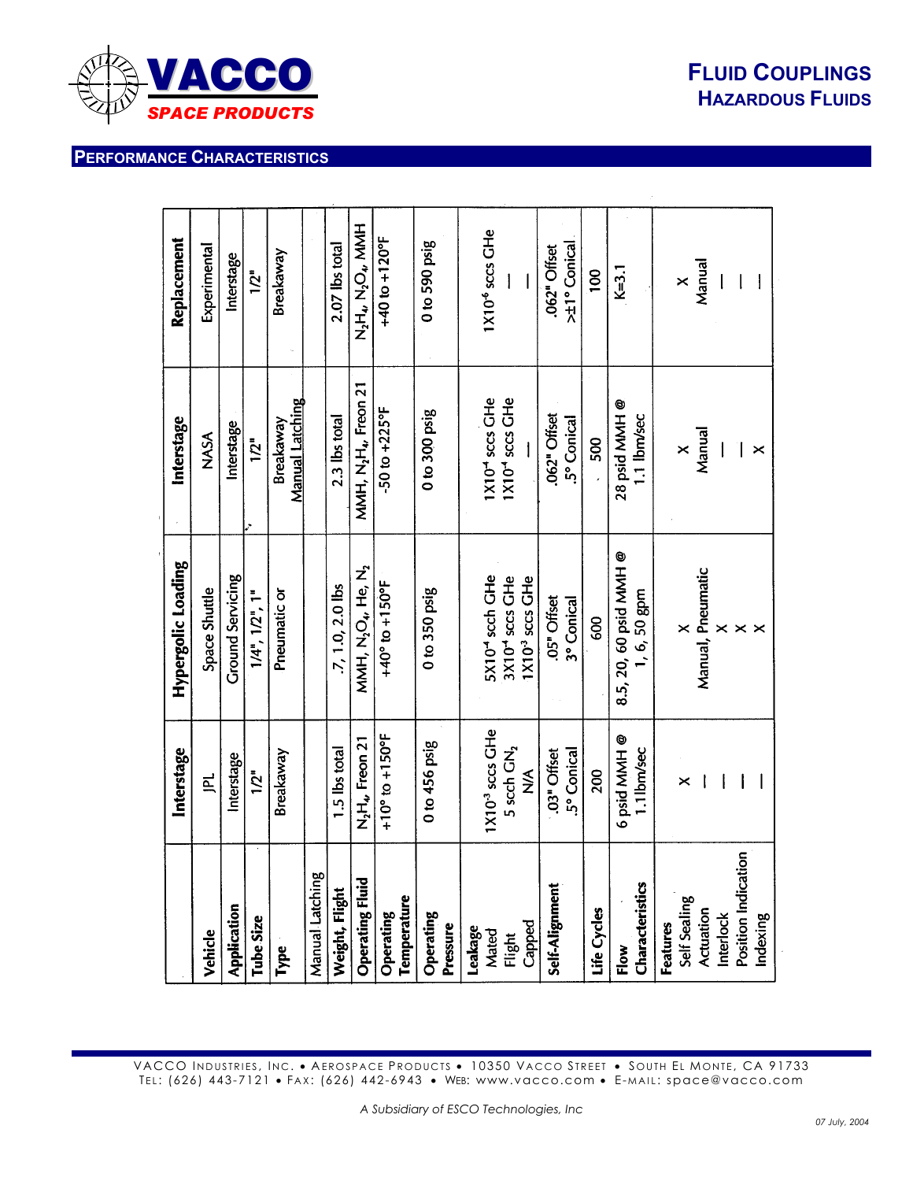# Fluid Couplings
## Hazardous Fluids

## Performance Characteristics

| | Interstage | Hypergolic Loading | Interstage | Replacement |
|---|---|---|---|---|
| **Vehicle** | JPL | Space Shuttle | NASA | Experimental |
| **Application** | Interstage | Ground Servicing | Interstage | Interstage |
| **Tube Size** | 1/2" | 1/4", 1/2", 1" | 1/2" | 1/2" |
| **Type** | Breakaway | Pneumatic or | Breakaway | Breakaway |
| Manual Latching | | | Manual Latching | |
| **Weight, Flight** | 1.5 lbs total | .7, 1.0, 2.0 lbs | 2.3 lbs total | 2.07 lbs total |
| **Operating Fluid** | $N_2H_4$, Freon 21 | MMH, $N_2O_4$, He, $N_2$ | MMH, $N_2H_4$, Freon 21 | $N_2H_4$, $N_2O_4$, MMH |
| **Operating Temperature** | +10° to +150°F | +40° to +150°F | -50 to +225°F | +40 to +120°F |
| **Operating Pressure** | 0 to 456 psig | 0 to 350 psig | 0 to 300 psig | 0 to 590 psig |
| **Leakage**<br>Mated<br>Flight<br>Capped | <br>$1X10^{-3}$ sccs GHe<br>5 scch $GN_2$<br>N/A | <br>$5X10^{-4}$ scch GHe<br>$3X10^{-4}$ sccs GHe<br>$1X10^{-3}$ sccs GHe | <br>$1X10^{-4}$ sccs GHe<br>$1X10^{-4}$ sccs GHe<br>— | <br>$1X10^{-6}$ sccs GHe<br>—<br>— |
| **Self-Alignment** | .03" Offset<br>.5° Conical | .05" Offset<br>3° Conical | .062" Offset<br>.5° Conical | .062" Offset<br>>±1° Conical |
| **Life Cycles** | 200 | 600 | 500 | 100 |
| **Flow Characteristics** | 6 psid MMH @<br>1.1lbm/sec | 8.5, 20, 60 psid MMH @<br>1, 6, 50 gpm | 28 psid MMH @<br>1.1 lbm/sec | K=3.1 |
| **Features**<br>Self Sealing<br>Actuation<br>Interlock<br>Position Indication<br>Indexing | <br>X<br>—<br>—<br>—<br>— | <br>X<br>Manual, Pneumatic<br>X<br>X<br>X | <br>X<br>Manual<br>—<br>—<br>X | <br>X<br>Manual<br>—<br>—<br>— |

VACCO Industries, Inc. • Aerospace Products • 10350 Vacco Street • South El Monte, CA 91733
Tel: (626) 443-7121 • Fax: (626) 442-6943 • Web: www.vacco.com • E-mail: space@vacco.com

*A Subsidiary of ESCO Technologies, Inc*

*07 July, 2004*